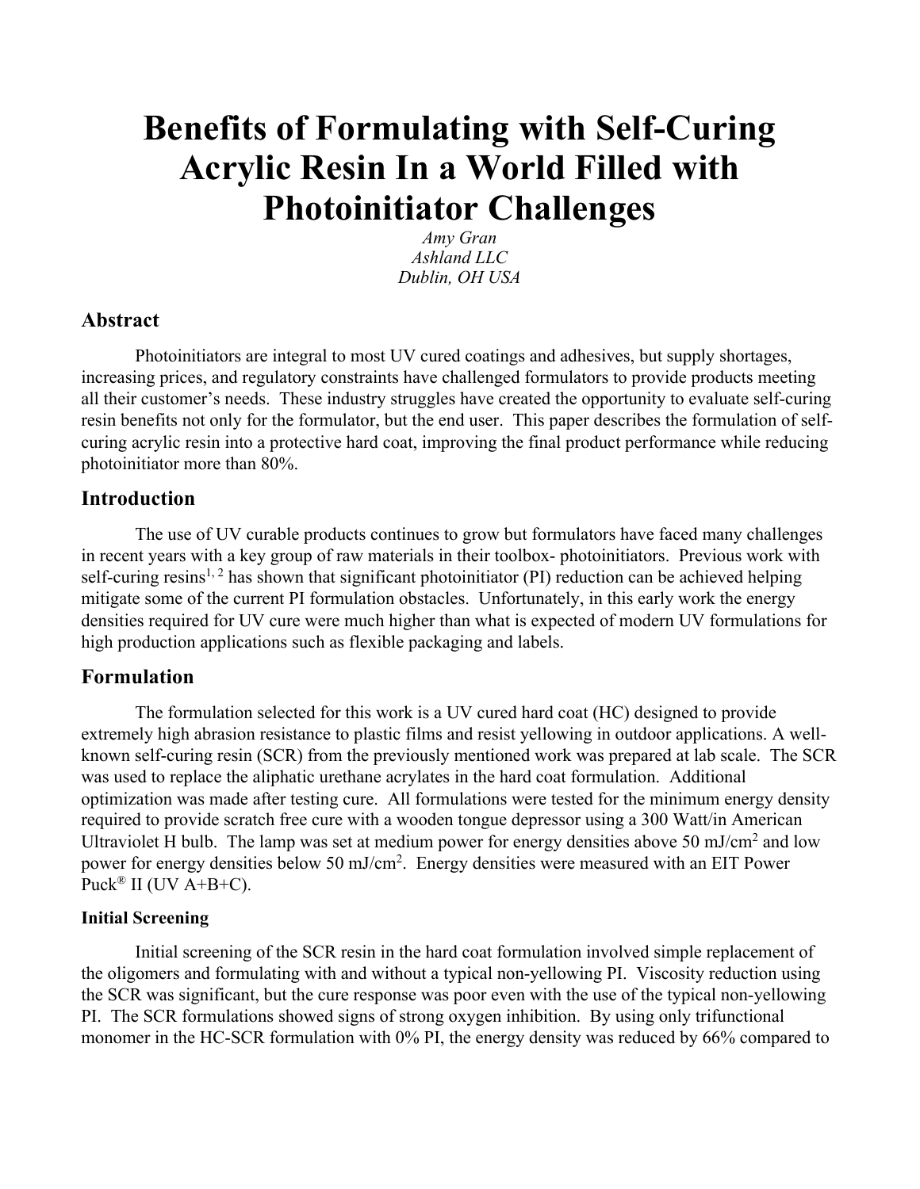# Benefits of Formulating with Self-Curing Acrylic Resin In a World Filled with Photoinitiator Challenges

*Amy Gran*
*Ashland LLC*
*Dublin, OH USA*

## Abstract

Photoinitiators are integral to most UV cured coatings and adhesives, but supply shortages, increasing prices, and regulatory constraints have challenged formulators to provide products meeting all their customer's needs. These industry struggles have created the opportunity to evaluate self-curing resin benefits not only for the formulator, but the end user. This paper describes the formulation of self-curing acrylic resin into a protective hard coat, improving the final product performance while reducing photoinitiator more than 80%.

## Introduction

The use of UV curable products continues to grow but formulators have faced many challenges in recent years with a key group of raw materials in their toolbox- photoinitiators. Previous work with self-curing resins[1, 2] has shown that significant photoinitiator (PI) reduction can be achieved helping mitigate some of the current PI formulation obstacles. Unfortunately, in this early work the energy densities required for UV cure were much higher than what is expected of modern UV formulations for high production applications such as flexible packaging and labels.

## Formulation

The formulation selected for this work is a UV cured hard coat (HC) designed to provide extremely high abrasion resistance to plastic films and resist yellowing in outdoor applications. A well-known self-curing resin (SCR) from the previously mentioned work was prepared at lab scale. The SCR was used to replace the aliphatic urethane acrylates in the hard coat formulation. Additional optimization was made after testing cure. All formulations were tested for the minimum energy density required to provide scratch free cure with a wooden tongue depressor using a 300 Watt/in American Ultraviolet H bulb. The lamp was set at medium power for energy densities above 50 mJ/cm$^2$ and low power for energy densities below 50 mJ/cm$^2$. Energy densities were measured with an EIT Power Puck® II (UV A+B+C).

### Initial Screening

Initial screening of the SCR resin in the hard coat formulation involved simple replacement of the oligomers and formulating with and without a typical non-yellowing PI. Viscosity reduction using the SCR was significant, but the cure response was poor even with the use of the typical non-yellowing PI. The SCR formulations showed signs of strong oxygen inhibition. By using only trifunctional monomer in the HC-SCR formulation with 0% PI, the energy density was reduced by 66% compared to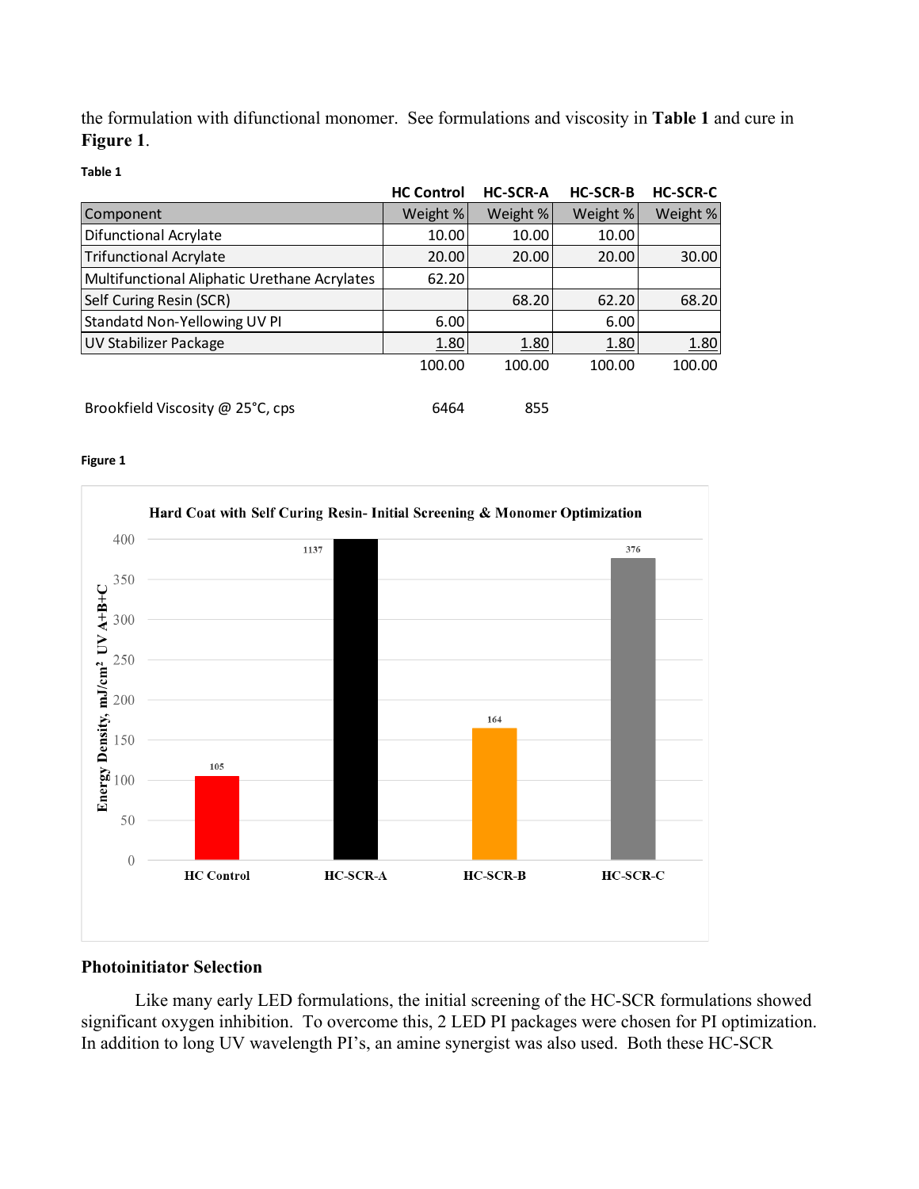the formulation with difunctional monomer. See formulations and viscosity in **Table 1** and cure in **Figure 1**.

**Table 1**

| | HC Control | HC-SCR-A | HC-SCR-B | HC-SCR-C |
|---|---|---|---|---|
| Component | Weight % | Weight % | Weight % | Weight % |
| Difunctional Acrylate | 10.00 | 10.00 | 10.00 | |
| Trifunctional Acrylate | 20.00 | 20.00 | 20.00 | 30.00 |
| Multifunctional Aliphatic Urethane Acrylates | 62.20 | | | |
| Self Curing Resin (SCR) | | 68.20 | 62.20 | 68.20 |
| Standatd Non-Yellowing UV PI | 6.00 | | 6.00 | |
| UV Stabilizer Package | 1.80 | 1.80 | 1.80 | 1.80 |
| | 100.00 | 100.00 | 100.00 | 100.00 |
| | | | | |
| Brookfield Viscosity @ 25°C, cps | 6464 | 855 | | |

**Figure 1**

Hard Coat with Self Curing Resin- Initial Screening & Monomer Optimization

## Photoinitiator Selection

Like many early LED formulations, the initial screening of the HC-SCR formulations showed significant oxygen inhibition. To overcome this, 2 LED PI packages were chosen for PI optimization. In addition to long UV wavelength PI's, an amine synergist was also used. Both these HC-SCR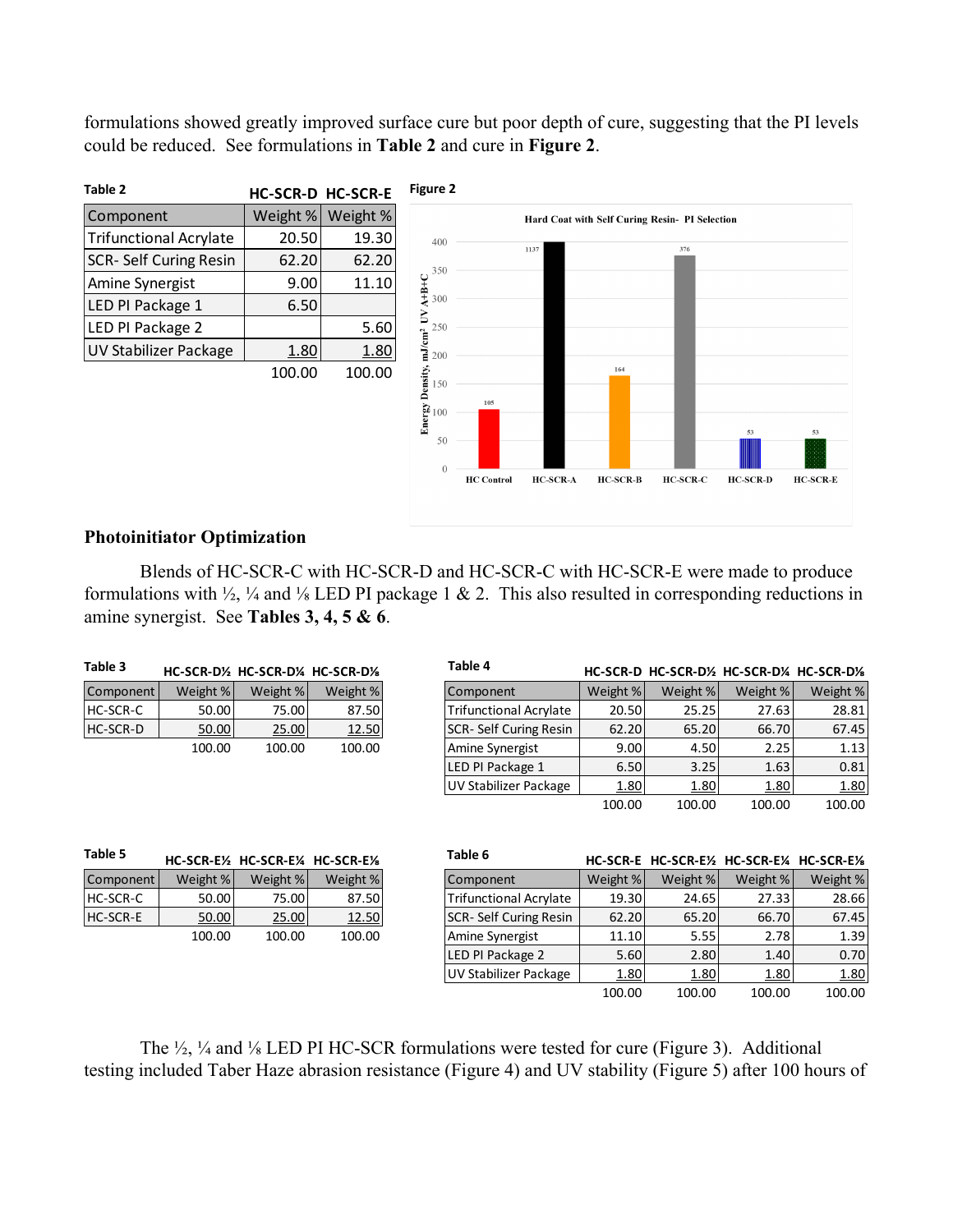formulations showed greatly improved surface cure but poor depth of cure, suggesting that the PI levels could be reduced. See formulations in **Table 2** and cure in **Figure 2**.

**Table 2**

| Component | HC-SCR-D Weight % | HC-SCR-E Weight % |
|---|---|---|
| Trifunctional Acrylate | 20.50 | 19.30 |
| SCR- Self Curing Resin | 62.20 | 62.20 |
| Amine Synergist | 9.00 | 11.10 |
| LED PI Package 1 | 6.50 | |
| LED PI Package 2 | | 5.60 |
| UV Stabilizer Package | 1.80 | 1.80 |
| | 100.00 | 100.00 |

**Figure 2**

Hard Coat with Self Curing Resin- PI Selection

| Formulation | Energy Density, mJ/cm² UV A+B+C |
|---|---|
| HC Control | 105 |
| HC-SCR-A | 1137 |
| HC-SCR-B | 164 |
| HC-SCR-C | 376 |
| HC-SCR-D | 53 |
| HC-SCR-E | 53 |

## Photoinitiator Optimization

Blends of HC-SCR-C with HC-SCR-D and HC-SCR-C with HC-SCR-E were made to produce formulations with ½, ¼ and ⅛ LED PI package 1 & 2. This also resulted in corresponding reductions in amine synergist. See **Tables 3, 4, 5 & 6**.

**Table 3**

| Component | HC-SCR-D½ Weight % | HC-SCR-D¼ Weight % | HC-SCR-D⅛ Weight % |
|---|---|---|---|
| HC-SCR-C | 50.00 | 75.00 | 87.50 |
| HC-SCR-D | 50.00 | 25.00 | 12.50 |
| | 100.00 | 100.00 | 100.00 |

**Table 4**

| Component | HC-SCR-D Weight % | HC-SCR-D½ Weight % | HC-SCR-D¼ Weight % | HC-SCR-D⅛ Weight % |
|---|---|---|---|---|
| Trifunctional Acrylate | 20.50 | 25.25 | 27.63 | 28.81 |
| SCR- Self Curing Resin | 62.20 | 65.20 | 66.70 | 67.45 |
| Amine Synergist | 9.00 | 4.50 | 2.25 | 1.13 |
| LED PI Package 1 | 6.50 | 3.25 | 1.63 | 0.81 |
| UV Stabilizer Package | 1.80 | 1.80 | 1.80 | 1.80 |
| | 100.00 | 100.00 | 100.00 | 100.00 |

**Table 5**

| Component | HC-SCR-E½ Weight % | HC-SCR-E¼ Weight % | HC-SCR-E⅛ Weight % |
|---|---|---|---|
| HC-SCR-C | 50.00 | 75.00 | 87.50 |
| HC-SCR-E | 50.00 | 25.00 | 12.50 |
| | 100.00 | 100.00 | 100.00 |

**Table 6**

| Component | HC-SCR-E Weight % | HC-SCR-E½ Weight % | HC-SCR-E¼ Weight % | HC-SCR-E⅛ Weight % |
|---|---|---|---|---|
| Trifunctional Acrylate | 19.30 | 24.65 | 27.33 | 28.66 |
| SCR- Self Curing Resin | 62.20 | 65.20 | 66.70 | 67.45 |
| Amine Synergist | 11.10 | 5.55 | 2.78 | 1.39 |
| LED PI Package 2 | 5.60 | 2.80 | 1.40 | 0.70 |
| UV Stabilizer Package | 1.80 | 1.80 | 1.80 | 1.80 |
| | 100.00 | 100.00 | 100.00 | 100.00 |

The ½, ¼ and ⅛ LED PI HC-SCR formulations were tested for cure (Figure 3). Additional testing included Taber Haze abrasion resistance (Figure 4) and UV stability (Figure 5) after 100 hours of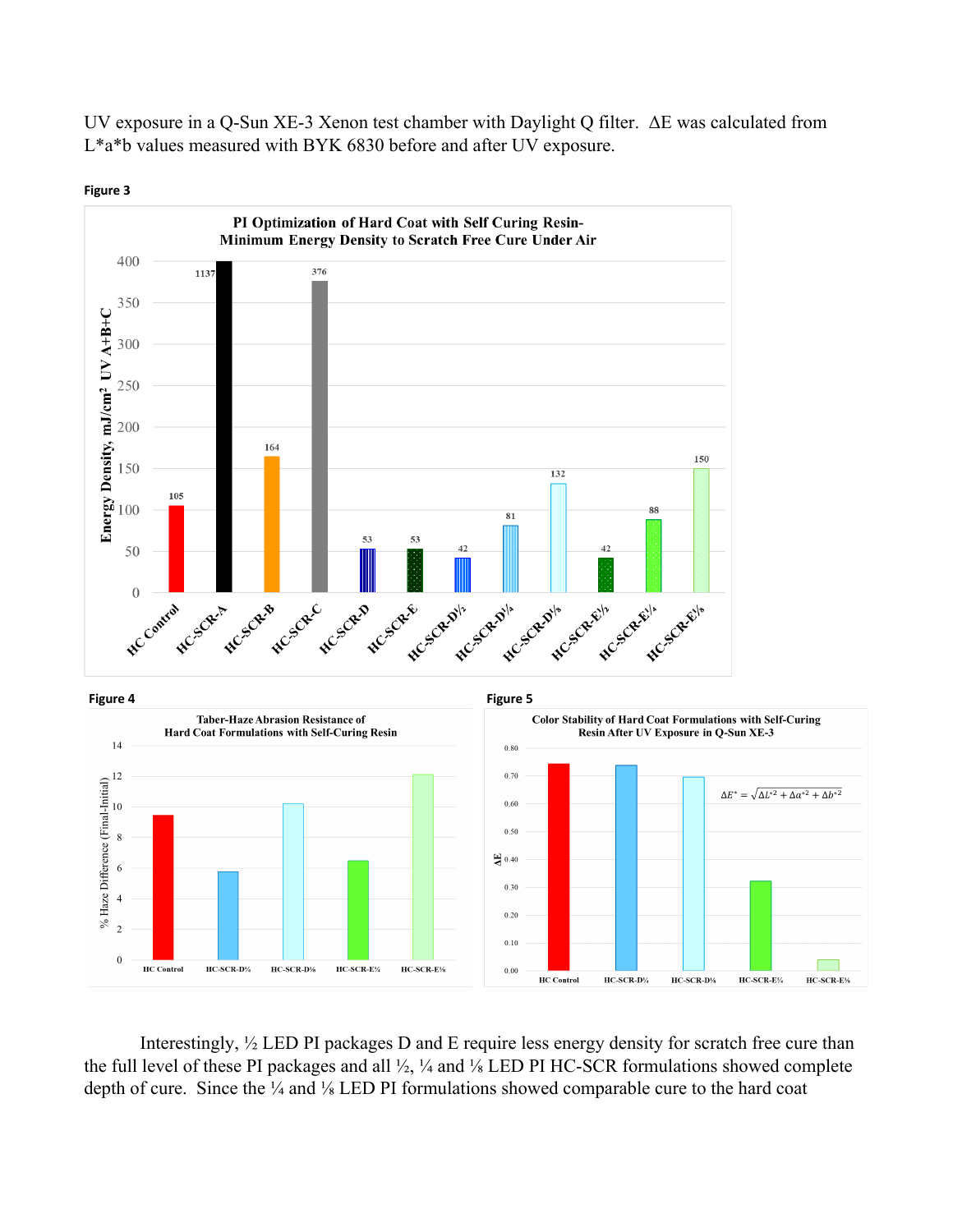UV exposure in a Q-Sun XE-3 Xenon test chamber with Daylight Q filter. ΔE was calculated from L*a*b values measured with BYK 6830 before and after UV exposure.

**Figure 3**

**PI Optimization of Hard Coat with Self Curing Resin- Minimum Energy Density to Scratch Free Cure Under Air**

| Formulation | Energy Density, mJ/cm² UV A+B+C |
|---|---|
| HC Control | 105 |
| HC-SCR-A | 1137 |
| HC-SCR-B | 164 |
| HC-SCR-C | 376 |
| HC-SCR-D | 53 |
| HC-SCR-E | 53 |
| HC-SCR-D½ | 42 |
| HC-SCR-D¼ | 81 |
| HC-SCR-D⅛ | 132 |
| HC-SCR-E½ | 42 |
| HC-SCR-E¼ | 88 |
| HC-SCR-E⅛ | 150 |

**Figure 4**

**Taber-Haze Abrasion Resistance of Hard Coat Formulations with Self-Curing Resin**

(y-axis: % Haze Difference (Final-Initial); categories: HC Control, HC-SCR-D¼, HC-SCR-D⅛, HC-SCR-E¼, HC-SCR-E⅛)

**Figure 5**

**Color Stability of Hard Coat Formulations with Self-Curing Resin After UV Exposure in Q-Sun XE-3**

$$\Delta E^* = \sqrt{\Delta L^{*2} + \Delta a^{*2} + \Delta b^{*2}}$$

(y-axis: ΔE; categories: HC Control, HC-SCR-D¼, HC-SCR-D⅛, HC-SCR-E¼, HC-SCR-E⅛)

Interestingly, ½ LED PI packages D and E require less energy density for scratch free cure than the full level of these PI packages and all ½, ¼ and ⅛ LED PI HC-SCR formulations showed complete depth of cure. Since the ¼ and ⅛ LED PI formulations showed comparable cure to the hard coat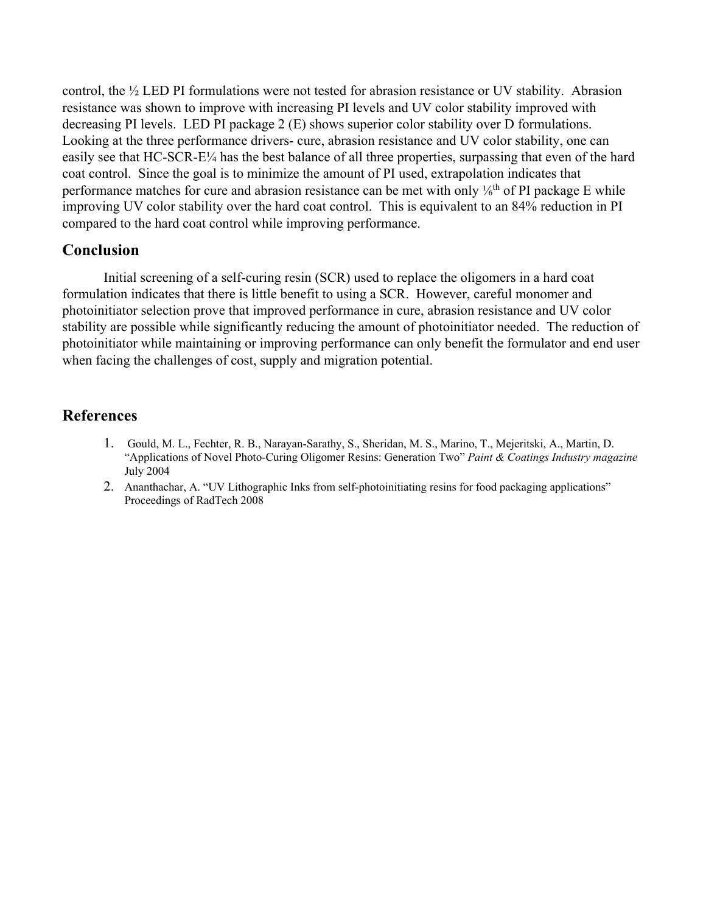control, the ½ LED PI formulations were not tested for abrasion resistance or UV stability. Abrasion resistance was shown to improve with increasing PI levels and UV color stability improved with decreasing PI levels. LED PI package 2 (E) shows superior color stability over D formulations. Looking at the three performance drivers- cure, abrasion resistance and UV color stability, one can easily see that HC-SCR-E¼ has the best balance of all three properties, surpassing that even of the hard coat control. Since the goal is to minimize the amount of PI used, extrapolation indicates that performance matches for cure and abrasion resistance can be met with only ⅙th of PI package E while improving UV color stability over the hard coat control. This is equivalent to an 84% reduction in PI compared to the hard coat control while improving performance.

## Conclusion

Initial screening of a self-curing resin (SCR) used to replace the oligomers in a hard coat formulation indicates that there is little benefit to using a SCR. However, careful monomer and photoinitiator selection prove that improved performance in cure, abrasion resistance and UV color stability are possible while significantly reducing the amount of photoinitiator needed. The reduction of photoinitiator while maintaining or improving performance can only benefit the formulator and end user when facing the challenges of cost, supply and migration potential.

## References

1. Gould, M. L., Fechter, R. B., Narayan-Sarathy, S., Sheridan, M. S., Marino, T., Mejeritski, A., Martin, D. "Applications of Novel Photo-Curing Oligomer Resins: Generation Two" *Paint & Coatings Industry magazine* July 2004
2. Ananthachar, A. "UV Lithographic Inks from self-photoinitiating resins for food packaging applications" Proceedings of RadTech 2008